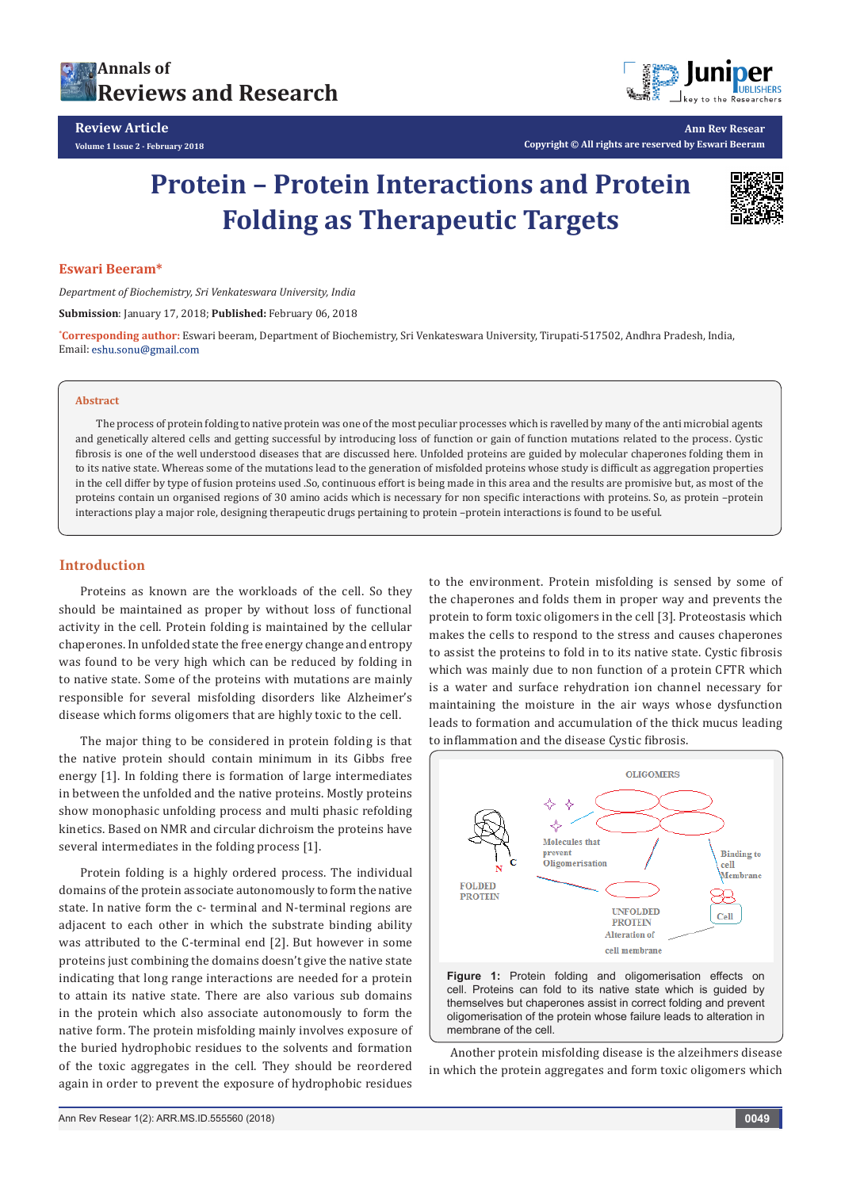# Protein – Protein Interactions and Protein Folding as Therapeutic Targets

**Review Article**

Volume 1 Issue 2 - February 2018

Copyright © All rights are reserved by Eswari Beeram

**Eswari Beeram***

*Department of Biochemistry, Sri Venkateswara University, India*

**Submission**: January 17, 2018; **Published:** February 06, 2018

***Corresponding author:** Eswari beeram, Department of Biochemistry, Sri Venkateswara University, Tirupati-517502, Andhra Pradesh, India, Email: eshu.sonu@gmail.com

## Abstract

The process of protein folding to native protein was one of the most peculiar processes which is ravelled by many of the anti microbial agents and genetically altered cells and getting successful by introducing loss of function or gain of function mutations related to the process. Cystic fibrosis is one of the well understood diseases that are discussed here. Unfolded proteins are guided by molecular chaperones folding them in to its native state. Whereas some of the mutations lead to the generation of misfolded proteins whose study is difficult as aggregation properties in the cell differ by type of fusion proteins used .So, continuous effort is being made in this area and the results are promisive but, as most of the proteins contain un organised regions of 30 amino acids which is necessary for non specific interactions with proteins. So, as protein –protein interactions play a major role, designing therapeutic drugs pertaining to protein –protein interactions is found to be useful.

## Introduction

Proteins as known are the workloads of the cell. So they should be maintained as proper by without loss of functional activity in the cell. Protein folding is maintained by the cellular chaperones. In unfolded state the free energy change and entropy was found to be very high which can be reduced by folding in to native state. Some of the proteins with mutations are mainly responsible for several misfolding disorders like Alzheimer's disease which forms oligomers that are highly toxic to the cell.

The major thing to be considered in protein folding is that the native protein should contain minimum in its Gibbs free energy [1]. In folding there is formation of large intermediates in between the unfolded and the native proteins. Mostly proteins show monophasic unfolding process and multi phasic refolding kinetics. Based on NMR and circular dichroism the proteins have several intermediates in the folding process [1].

Protein folding is a highly ordered process. The individual domains of the protein associate autonomously to form the native state. In native form the c- terminal and N-terminal regions are adjacent to each other in which the substrate binding ability was attributed to the C-terminal end [2]. But however in some proteins just combining the domains doesn't give the native state indicating that long range interactions are needed for a protein to attain its native state. There are also various sub domains in the protein which also associate autonomously to form the native form. The protein misfolding mainly involves exposure of the buried hydrophobic residues to the solvents and formation of the toxic aggregates in the cell. They should be reordered again in order to prevent the exposure of hydrophobic residues to the environment. Protein misfolding is sensed by some of the chaperones and folds them in proper way and prevents the protein to form toxic oligomers in the cell [3]. Proteostasis which makes the cells to respond to the stress and causes chaperones to assist the proteins to fold in to its native state. Cystic fibrosis which was mainly due to non function of a protein CFTR which is a water and surface rehydration ion channel necessary for maintaining the moisture in the air ways whose dysfunction leads to formation and accumulation of the thick mucus leading to inflammation and the disease Cystic fibrosis.

**Figure 1:** Protein folding and oligomerisation effects on cell. Proteins can fold to its native state which is guided by themselves but chaperones assist in correct folding and prevent oligomerisation of the protein whose failure leads to alteration in membrane of the cell.

Another protein misfolding disease is the alzeihmers disease in which the protein aggregates and form toxic oligomers which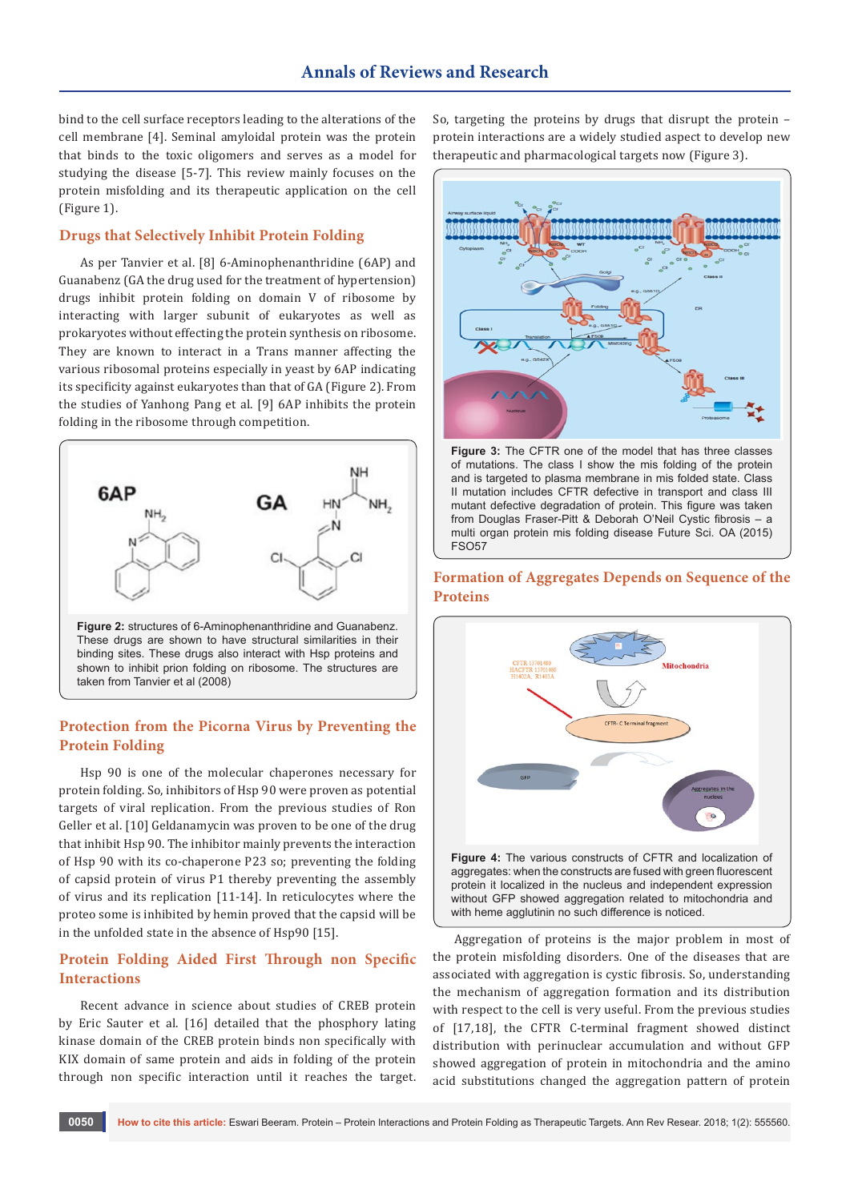bind to the cell surface receptors leading to the alterations of the cell membrane [4]. Seminal amyloidal protein was the protein that binds to the toxic oligomers and serves as a model for studying the disease [5-7]. This review mainly focuses on the protein misfolding and its therapeutic application on the cell (Figure 1).

## Drugs that Selectively Inhibit Protein Folding

As per Tanvier et al. [8] 6-Aminophenanthridine (6AP) and Guanabenz (GA the drug used for the treatment of hypertension) drugs inhibit protein folding on domain V of ribosome by interacting with larger subunit of eukaryotes as well as prokaryotes without effecting the protein synthesis on ribosome. They are known to interact in a Trans manner affecting the various ribosomal proteins especially in yeast by 6AP indicating its specificity against eukaryotes than that of GA (Figure 2). From the studies of Yanhong Pang et al. [9] 6AP inhibits the protein folding in the ribosome through competition.

**Figure 2:** structures of 6-Aminophenanthridine and Guanabenz. These drugs are shown to have structural similarities in their binding sites. These drugs also interact with Hsp proteins and shown to inhibit prion folding on ribosome. The structures are taken from Tanvier et al (2008)

## Protection from the Picorna Virus by Preventing the Protein Folding

Hsp 90 is one of the molecular chaperones necessary for protein folding. So, inhibitors of Hsp 90 were proven as potential targets of viral replication. From the previous studies of Ron Geller et al. [10] Geldanamycin was proven to be one of the drug that inhibit Hsp 90. The inhibitor mainly prevents the interaction of Hsp 90 with its co-chaperone P23 so; preventing the folding of capsid protein of virus P1 thereby preventing the assembly of virus and its replication [11-14]. In reticulocytes where the proteo some is inhibited by hemin proved that the capsid will be in the unfolded state in the absence of Hsp90 [15].

## Protein Folding Aided First Through non Specific Interactions

Recent advance in science about studies of CREB protein by Eric Sauter et al. [16] detailed that the phosphory lating kinase domain of the CREB protein binds non specifically with KIX domain of same protein and aids in folding of the protein through non specific interaction until it reaches the target. So, targeting the proteins by drugs that disrupt the protein – protein interactions are a widely studied aspect to develop new therapeutic and pharmacological targets now (Figure 3).

**Figure 3:** The CFTR one of the model that has three classes of mutations. The class I show the mis folding of the protein and is targeted to plasma membrane in mis folded state. Class II mutation includes CFTR defective in transport and class III mutant defective degradation of protein. This figure was taken from Douglas Fraser-Pitt & Deborah O'Neil Cystic fibrosis – a multi organ protein mis folding disease Future Sci. OA (2015) FSO57

## Formation of Aggregates Depends on Sequence of the Proteins

**Figure 4:** The various constructs of CFTR and localization of aggregates: when the constructs are fused with green fluorescent protein it localized in the nucleus and independent expression without GFP showed aggregation related to mitochondria and with heme agglutinin no such difference is noticed.

Aggregation of proteins is the major problem in most of the protein misfolding disorders. One of the diseases that are associated with aggregation is cystic fibrosis. So, understanding the mechanism of aggregation formation and its distribution with respect to the cell is very useful. From the previous studies of [17,18], the CFTR C-terminal fragment showed distinct distribution with perinuclear accumulation and without GFP showed aggregation of protein in mitochondria and the amino acid substitutions changed the aggregation pattern of protein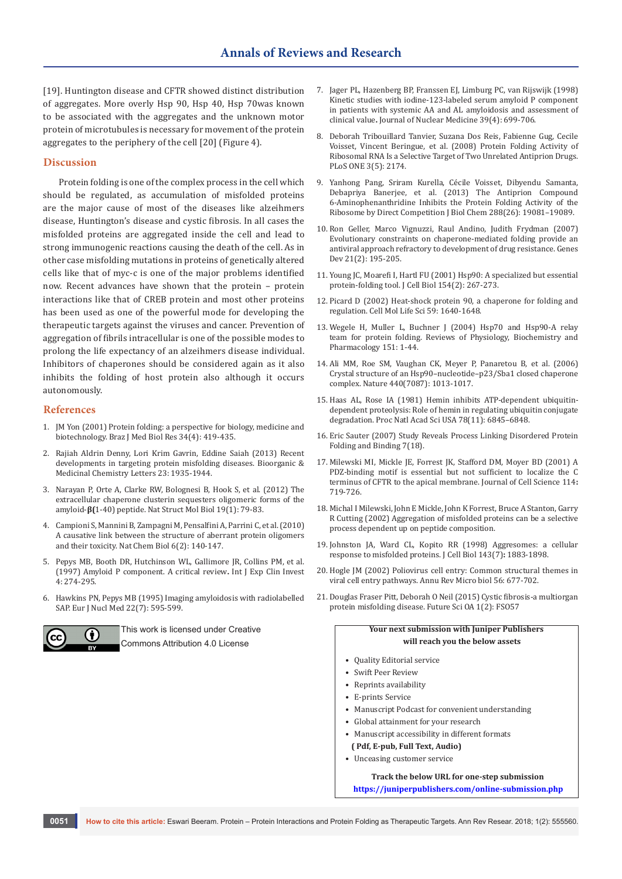[19]. Huntington disease and CFTR showed distinct distribution of aggregates. More overly Hsp 90, Hsp 40, Hsp 70was known to be associated with the aggregates and the unknown motor protein of microtubules is necessary for movement of the protein aggregates to the periphery of the cell [20] (Figure 4).

## Discussion

Protein folding is one of the complex process in the cell which should be regulated, as accumulation of misfolded proteins are the major cause of most of the diseases like alzeihmers disease, Huntington's disease and cystic fibrosis. In all cases the misfolded proteins are aggregated inside the cell and lead to strong immunogenic reactions causing the death of the cell. As in other case misfolding mutations in proteins of genetically altered cells like that of myc-c is one of the major problems identified now. Recent advances have shown that the protein – protein interactions like that of CREB protein and most other proteins has been used as one of the powerful mode for developing the therapeutic targets against the viruses and cancer. Prevention of aggregation of fibrils intracellular is one of the possible modes to prolong the life expectancy of an alzeihmers disease individual. Inhibitors of chaperones should be considered again as it also inhibits the folding of host protein also although it occurs autonomously.

## References

1. JM Yon (2001) Protein folding: a perspective for biology, medicine and biotechnology. Braz J Med Biol Res 34(4): 419-435.
2. Rajiah Aldrin Denny, Lori Krim Gavrin, Eddine Saiah (2013) Recent developments in targeting protein misfolding diseases. Bioorganic & Medicinal Chemistry Letters 23: 1935-1944.
3. Narayan P, Orte A, Clarke RW, Bolognesi B, Hook S, et al. (2012) The extracellular chaperone clusterin sequesters oligomeric forms of the amyloid-**β(**1-40) peptide. Nat Struct Mol Biol 19(1): 79-83.
4. Campioni S, Mannini B, Zampagni M, Pensalfini A, Parrini C, et al. (2010) A causative link between the structure of aberrant protein oligomers and their toxicity. Nat Chem Biol 6(2): 140-147.
5. Pepys MB, Booth DR, Hutchinson WL, Gallimore JR, Collins PM, et al. (1997) Amyloid P component. A critical review**.** Int J Exp Clin Invest 4: 274-295.
6. Hawkins PN, Pepys MB (1995) Imaging amyloidosis with radiolabelled SAP. Eur J Nucl Med 22(7): 595-599.
7. Jager PL, Hazenberg BP, Franssen EJ, Limburg PC, van Rijswijk (1998) Kinetic studies with iodine-123-labeled serum amyloid P component in patients with systemic AA and AL amyloidosis and assessment of clinical value**.** Journal of Nuclear Medicine 39(4): 699-706.
8. Deborah Tribouillard Tanvier, Suzana Dos Reis, Fabienne Gug, Cecile Voisset, Vincent Beringue, et al. (2008) Protein Folding Activity of Ribosomal RNA Is a Selective Target of Two Unrelated Antiprion Drugs. PLoS ONE 3(5): 2174.
9. Yanhong Pang, Sriram Kurella, Cécile Voisset, Dibyendu Samanta, Debapriya Banerjee, et al. (2013) The Antiprion Compound 6-Aminophenanthridine Inhibits the Protein Folding Activity of the Ribosome by Direct Competition J Biol Chem 288(26): 19081–19089.
10. Ron Geller, Marco Vignuzzi, Raul Andino, Judith Frydman (2007) Evolutionary constraints on chaperone-mediated folding provide an antiviral approach refractory to development of drug resistance. Genes Dev 21(2): 195-205.
11. Young JC, Moarefi I, Hartl FU (2001) Hsp90: A specialized but essential protein-folding tool. J Cell Biol 154(2): 267-273.
12. Picard D (2002) Heat-shock protein 90, a chaperone for folding and regulation. Cell Mol Life Sci 59: 1640-1648.
13. Wegele H, Muller L, Buchner J (2004) Hsp70 and Hsp90-A relay team for protein folding. Reviews of Physiology, Biochemistry and Pharmacology 151: 1-44.
14. Ali MM, Roe SM, Vaughan CK, Meyer P, Panaretou B, et al. (2006) Crystal structure of an Hsp90–nucleotide–p23/Sba1 closed chaperone complex. Nature 440(7087): 1013-1017.
15. Haas AL, Rose IA (1981) Hemin inhibits ATP-dependent ubiquitin-dependent proteolysis: Role of hemin in regulating ubiquitin conjugate degradation. Proc Natl Acad Sci USA 78(11): 6845–6848.
16. Eric Sauter (2007) Study Reveals Process Linking Disordered Protein Folding and Binding 7(18).
17. Milewski MI, Mickle JE, Forrest JK, Stafford DM, Moyer BD (2001) A PDZ-binding motif is essential but not sufficient to localize the C terminus of CFTR to the apical membrane. Journal of Cell Science 114**:** 719-726.
18. Michal I Milewski, John E Mickle, John K Forrest, Bruce A Stanton, Garry R Cutting (2002) Aggregation of misfolded proteins can be a selective process dependent up on peptide composition.
19. Johnston JA, Ward CL, Kopito RR (1998) Aggresomes: a cellular response to misfolded proteins. J Cell Biol 143(7)**:** 1883-1898.
20. Hogle JM (2002) Poliovirus cell entry: Common structural themes in viral cell entry pathways. Annu Rev Micro biol 56: 677-702.
21. Douglas Fraser Pitt, Deborah O Neil (2015) Cystic fibrosis-a multiorgan protein misfolding disease. Future Sci OA 1(2): FSO57

This work is licensed under Creative Commons Attribution 4.0 License

**Your next submission with Juniper Publishers will reach you the below assets**

- Quality Editorial service
- Swift Peer Review
- Reprints availability
- E-prints Service
- Manuscript Podcast for convenient understanding
- Global attainment for your research
- Manuscript accessibility in different formats
  **( Pdf, E-pub, Full Text, Audio)**
- Unceasing customer service

**Track the below URL for one-step submission**
**https://juniperpublishers.com/online-submission.php**

**How to cite this article:** Eswari Beeram. Protein – Protein Interactions and Protein Folding as Therapeutic Targets. Ann Rev Resear. 2018; 1(2): 555560.